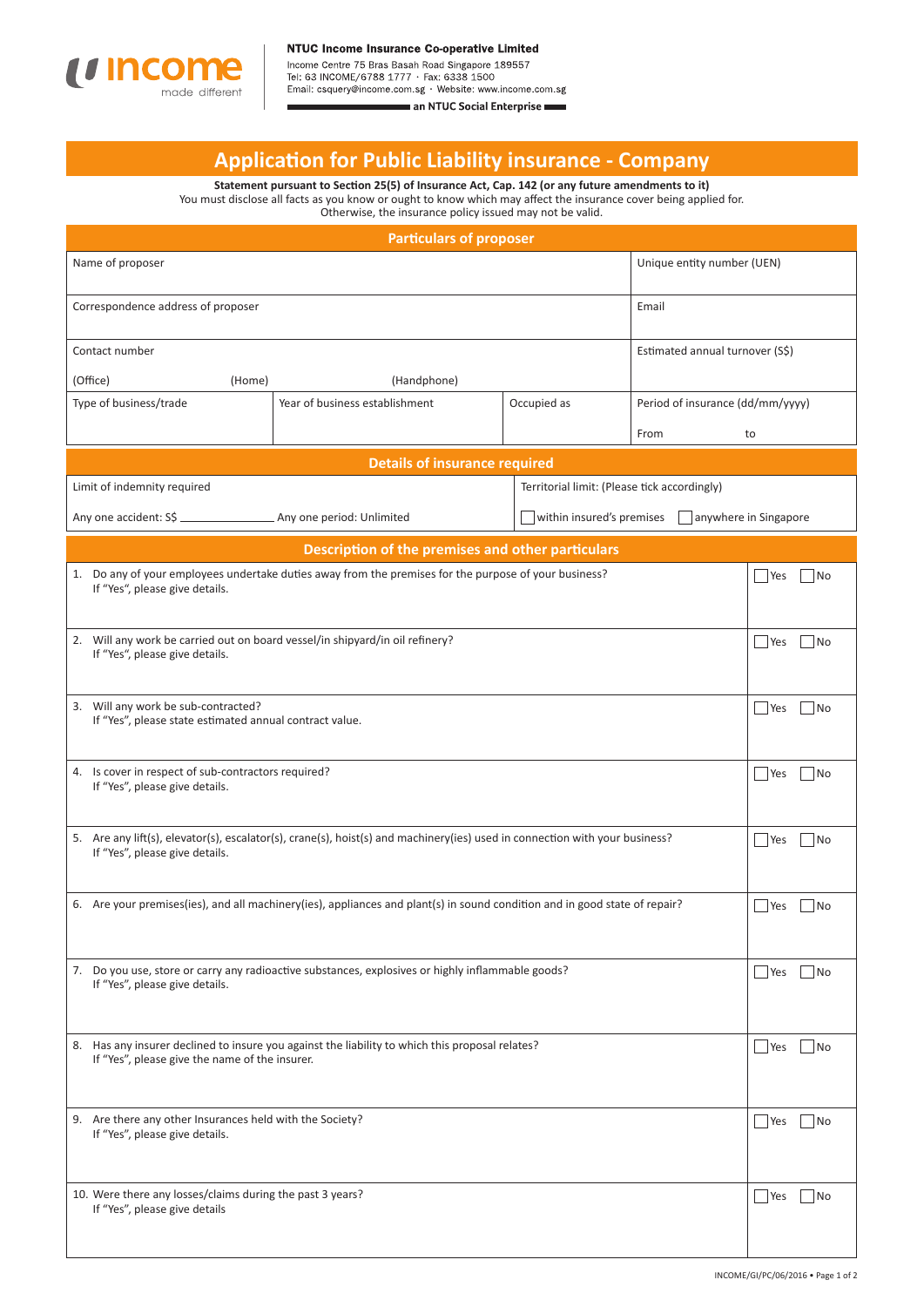**NTUC Income Insurance Co-operative Limited**
Income Centre 75 Bras Basah Road Singapore 189557
Tel: 63 INCOME/6788 1777 · Fax: 6338 1500
Email: csquery@income.com.sg · Website: www.income.com.sg
**an NTUC Social Enterprise**

# Application for Public Liability insurance - Company

**Statement pursuant to Section 25(5) of Insurance Act, Cap. 142 (or any future amendments to it)**
You must disclose all facts as you know or ought to know which may affect the insurance cover being applied for. Otherwise, the insurance policy issued may not be valid.

## Particulars of proposer

| | | | |
|---|---|---|---|
| Name of proposer | | | Unique entity number (UEN) |
| Correspondence address of proposer | | | Email |
| Contact number<br>(Office) (Home) (Handphone) | | | Estimated annual turnover (S$) |
| Type of business/trade | Year of business establishment | Occupied as | Period of insurance (dd/mm/yyyy)<br>From to |

## Details of insurance required

| | |
|---|---|
| Limit of indemnity required<br>Any one accident: S$ ______________ Any one period: Unlimited | Territorial limit: (Please tick accordingly)<br>☐ within insured's premises ☐ anywhere in Singapore |

## Description of the premises and other particulars

| | |
|---|---|
| 1. Do any of your employees undertake duties away from the premises for the purpose of your business?<br>If "Yes", please give details. | ☐ Yes ☐ No |
| 2. Will any work be carried out on board vessel/in shipyard/in oil refinery?<br>If "Yes", please give details. | ☐ Yes ☐ No |
| 3. Will any work be sub-contracted?<br>If "Yes", please state estimated annual contract value. | ☐ Yes ☐ No |
| 4. Is cover in respect of sub-contractors required?<br>If "Yes", please give details. | ☐ Yes ☐ No |
| 5. Are any lift(s), elevator(s), escalator(s), crane(s), hoist(s) and machinery(ies) used in connection with your business?<br>If "Yes", please give details. | ☐ Yes ☐ No |
| 6. Are your premises(ies), and all machinery(ies), appliances and plant(s) in sound condition and in good state of repair? | ☐ Yes ☐ No |
| 7. Do you use, store or carry any radioactive substances, explosives or highly inflammable goods?<br>If "Yes", please give details. | ☐ Yes ☐ No |
| 8. Has any insurer declined to insure you against the liability to which this proposal relates?<br>If "Yes", please give the name of the insurer. | ☐ Yes ☐ No |
| 9. Are there any other Insurances held with the Society?<br>If "Yes", please give details. | ☐ Yes ☐ No |
| 10. Were there any losses/claims during the past 3 years?<br>If "Yes", please give details | ☐ Yes ☐ No |

INCOME/GI/PC/06/2016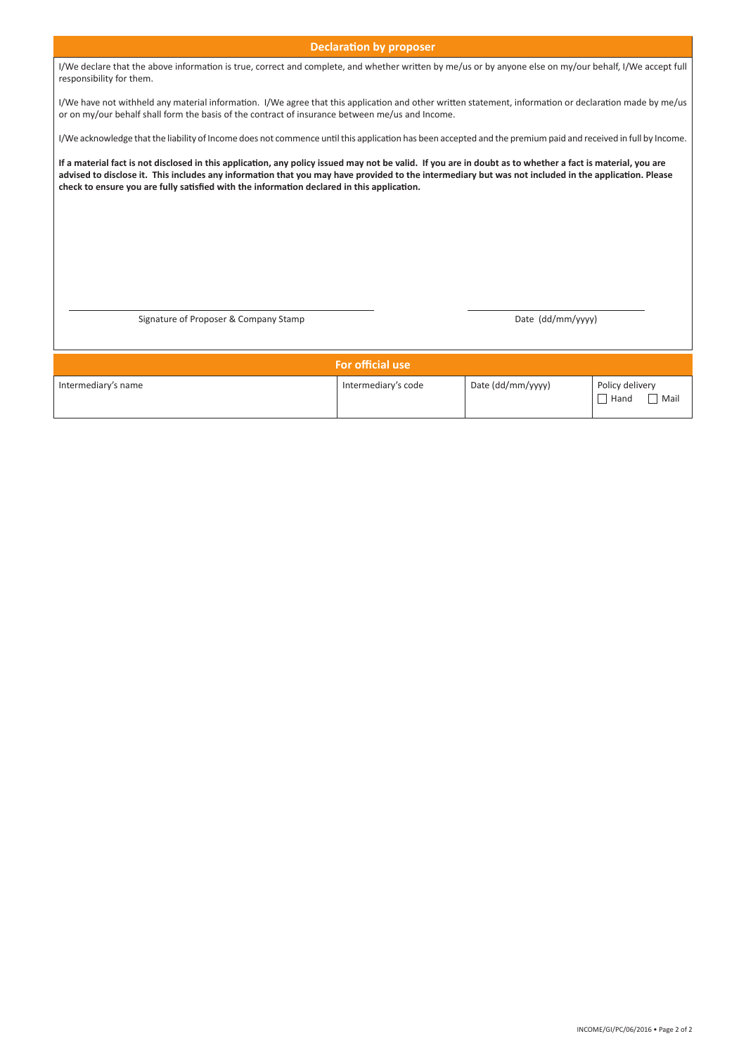## Declaration by proposer

I/We declare that the above information is true, correct and complete, and whether written by me/us or by anyone else on my/our behalf, I/We accept full responsibility for them.

I/We have not withheld any material information. I/We agree that this application and other written statement, information or declaration made by me/us or on my/our behalf shall form the basis of the contract of insurance between me/us and Income.

I/We acknowledge that the liability of Income does not commence until this application has been accepted and the premium paid and received in full by Income.

**If a material fact is not disclosed in this application, any policy issued may not be valid. If you are in doubt as to whether a fact is material, you are advised to disclose it. This includes any information that you may have provided to the intermediary but was not included in the application. Please check to ensure you are fully satisfied with the information declared in this application.**

Signature of Proposer & Company Stamp

Date (dd/mm/yyyy)

## For official use

| Intermediary's name | Intermediary's code | Date (dd/mm/yyyy) | Policy delivery ☐ Hand ☐ Mail |
|---|---|---|---|
| | | | |